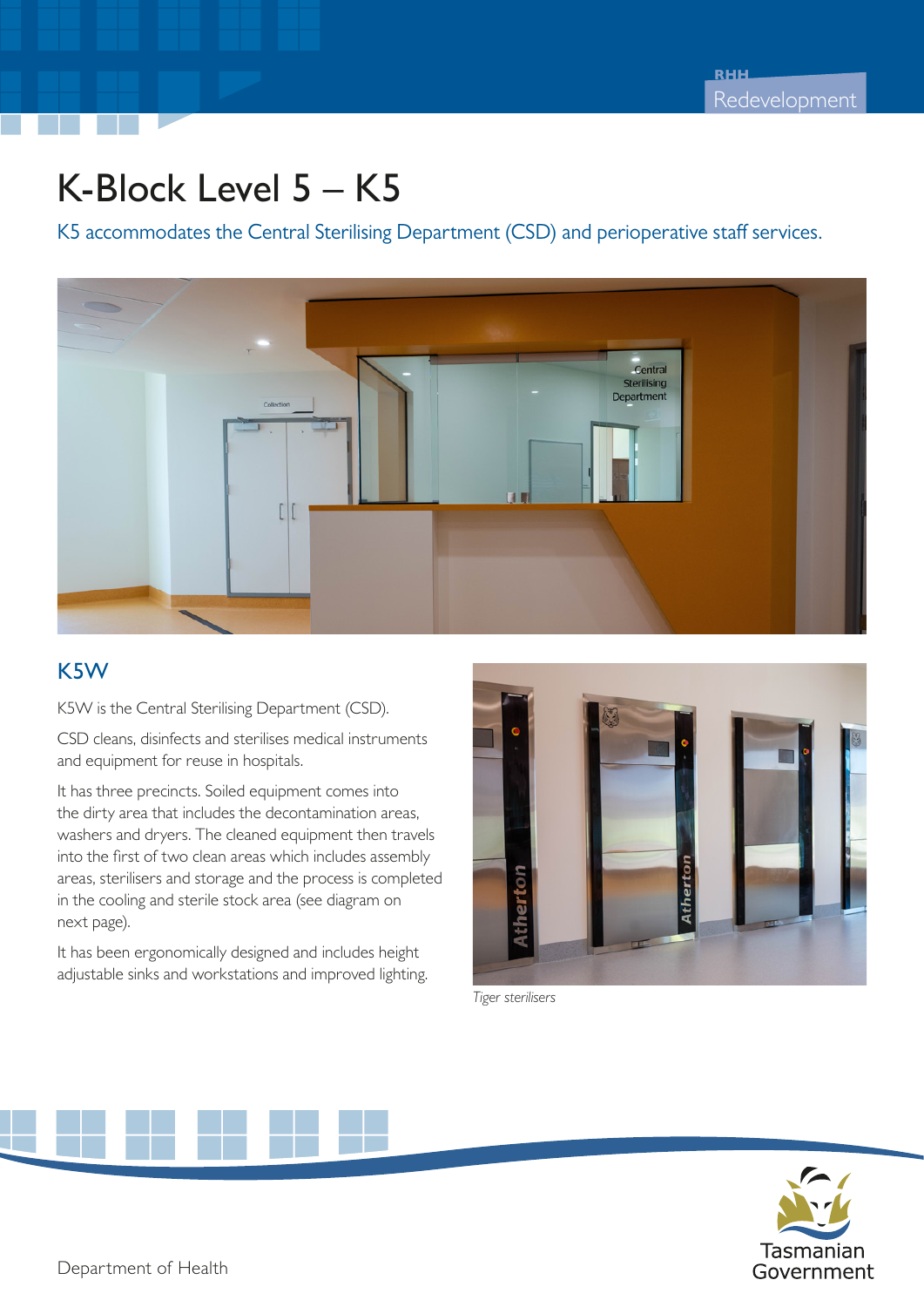# K-Block Level 5 – K5

K5 accommodates the Central Sterilising Department (CSD) and perioperative staff services.

## K5W

K5W is the Central Sterilising Department (CSD).

CSD cleans, disinfects and sterilises medical instruments and equipment for reuse in hospitals.

It has three precincts. Soiled equipment comes into the dirty area that includes the decontamination areas, washers and dryers. The cleaned equipment then travels into the first of two clean areas which includes assembly areas, sterilisers and storage and the process is completed in the cooling and sterile stock area (see diagram on next page).

It has been ergonomically designed and includes height adjustable sinks and workstations and improved lighting.

*Tiger sterilisers*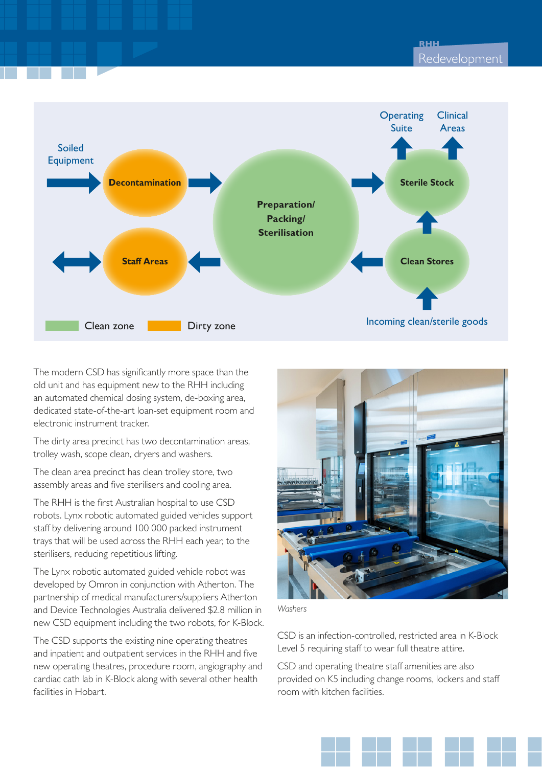Soiled Equipment → Decontamination → Preparation/ Packing/ Sterilisation → Sterile Stock → Operating Suite / Clinical Areas

Incoming clean/sterile goods → Clean Stores → Sterile Stock

Clean Stores → Preparation/ Packing/ Sterilisation → Staff Areas ↔

Clean zone    Dirty zone

The modern CSD has significantly more space than the old unit and has equipment new to the RHH including an automated chemical dosing system, de-boxing area, dedicated state-of-the-art loan-set equipment room and electronic instrument tracker.

The dirty area precinct has two decontamination areas, trolley wash, scope clean, dryers and washers.

The clean area precinct has clean trolley store, two assembly areas and five sterilisers and cooling area.

The RHH is the first Australian hospital to use CSD robots. Lynx robotic automated guided vehicles support staff by delivering around 100 000 packed instrument trays that will be used across the RHH each year, to the sterilisers, reducing repetitious lifting.

The Lynx robotic automated guided vehicle robot was developed by Omron in conjunction with Atherton. The partnership of medical manufacturers/suppliers Atherton and Device Technologies Australia delivered $2.8 million in new CSD equipment including the two robots, for K-Block.

The CSD supports the existing nine operating theatres and inpatient and outpatient services in the RHH and five new operating theatres, procedure room, angiography and cardiac cath lab in K-Block along with several other health facilities in Hobart.

*Washers*

CSD is an infection-controlled, restricted area in K-Block Level 5 requiring staff to wear full theatre attire.

CSD and operating theatre staff amenities are also provided on K5 including change rooms, lockers and staff room with kitchen facilities.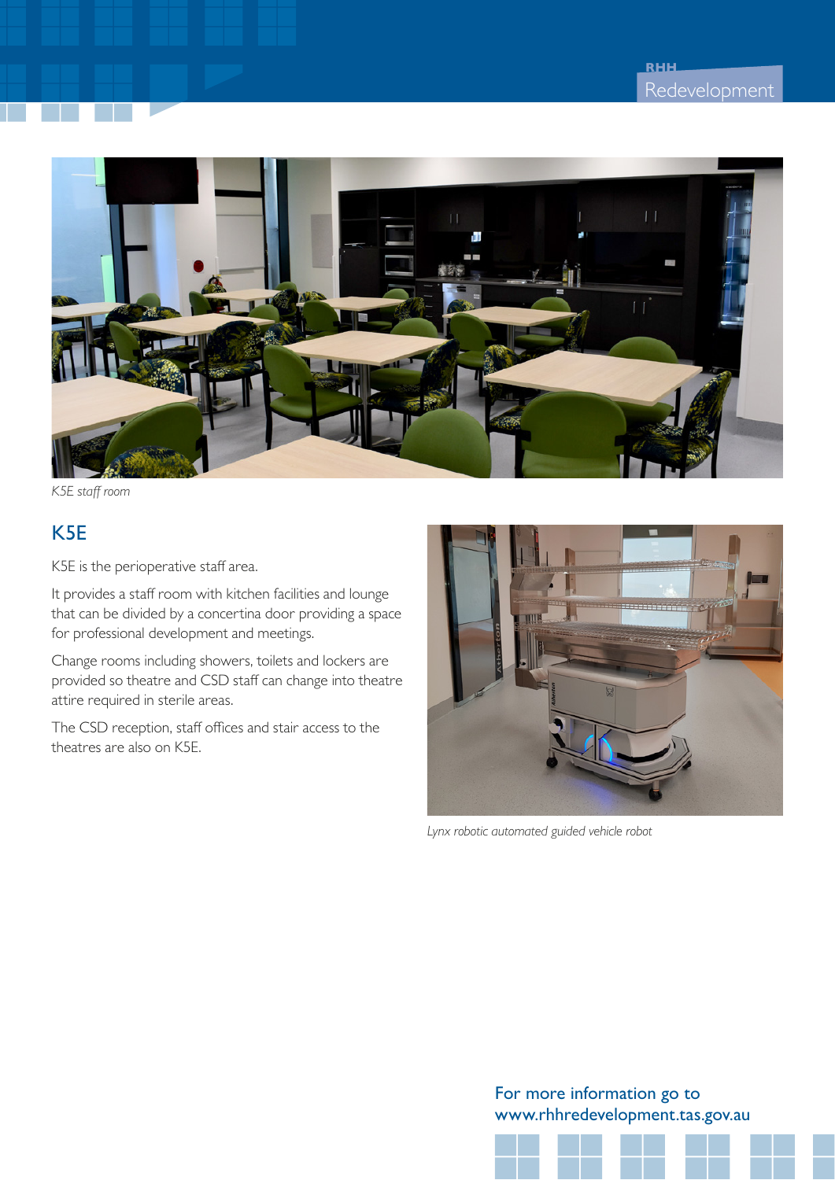*K5E staff room*

## K5E

K5E is the perioperative staff area.

It provides a staff room with kitchen facilities and lounge that can be divided by a concertina door providing a space for professional development and meetings.

Change rooms including showers, toilets and lockers are provided so theatre and CSD staff can change into theatre attire required in sterile areas.

The CSD reception, staff offices and stair access to the theatres are also on K5E.

*Lynx robotic automated guided vehicle robot*

For more information go to
www.rhhredevelopment.tas.gov.au